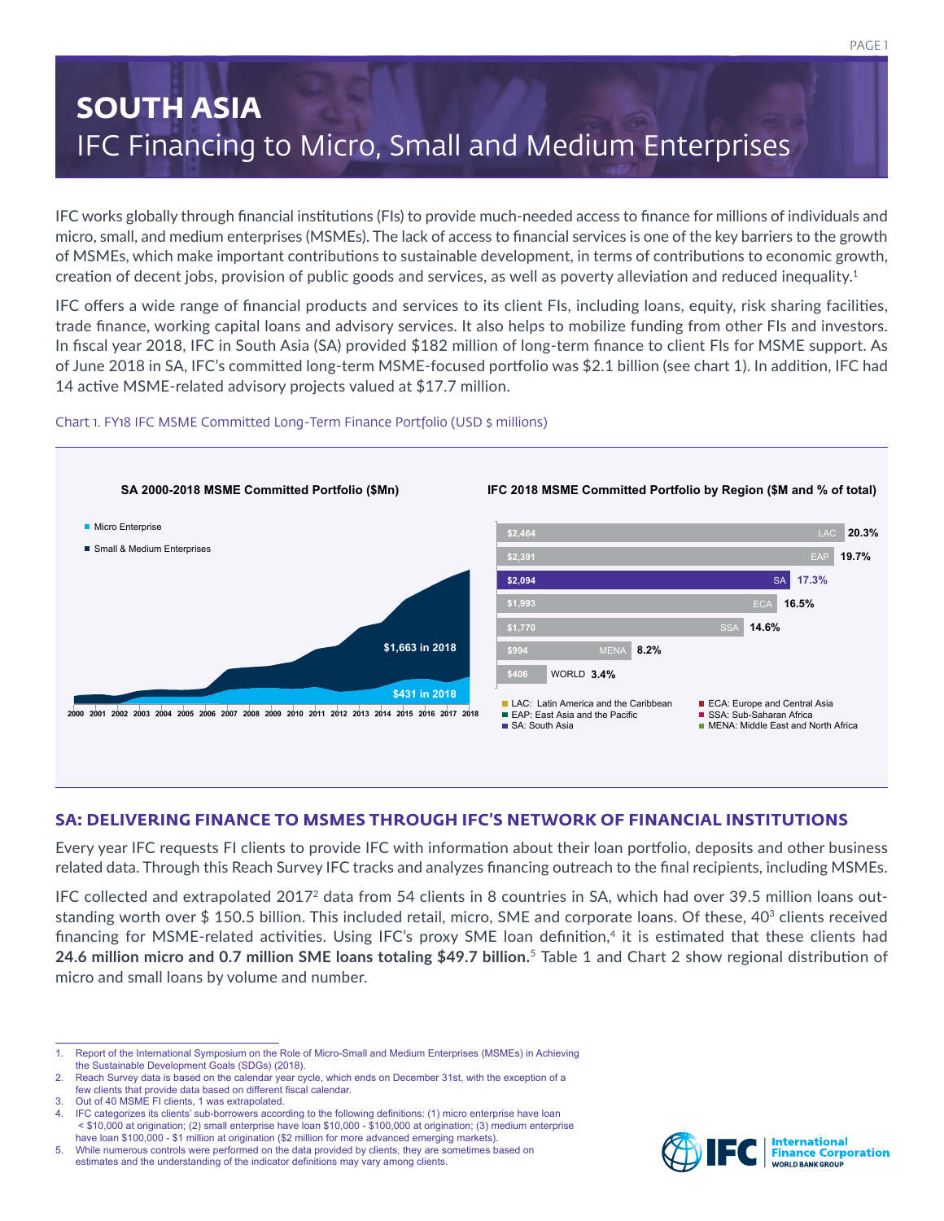# SOUTH ASIA
## IFC Financing to Micro, Small and Medium Enterprises

IFC works globally through financial institutions (FIs) to provide much-needed access to finance for millions of individuals and micro, small, and medium enterprises (MSMEs). The lack of access to financial services is one of the key barriers to the growth of MSMEs, which make important contributions to sustainable development, in terms of contributions to economic growth, creation of decent jobs, provision of public goods and services, as well as poverty alleviation and reduced inequality.[1]

IFC offers a wide range of financial products and services to its client FIs, including loans, equity, risk sharing facilities, trade finance, working capital loans and advisory services. It also helps to mobilize funding from other FIs and investors. In fiscal year 2018, IFC in South Asia (SA) provided $182 million of long-term finance to client FIs for MSME support. As of June 2018 in SA, IFC's committed long-term MSME-focused portfolio was $2.1 billion (see chart 1). In addition, IFC had 14 active MSME-related advisory projects valued at $17.7 million.

Chart 1. FY18 IFC MSME Committed Long-Term Finance Portfolio (USD $ millions)

**SA 2000-2018 MSME Committed Portfolio ($Mn)**

- Micro Enterprise: $431 in 2018
- Small & Medium Enterprises: $1,663 in 2018

**IFC 2018 MSME Committed Portfolio by Region ($M and % of total)**

| Region | $M | % of total |
|---|---|---|
| LAC | $2,464 | 20.3% |
| EAP | $2,391 | 19.7% |
| SA | $2,094 | 17.3% |
| ECA | $1,993 | 16.5% |
| SSA | $1,770 | 14.6% |
| MENA | $994 | 8.2% |
| WORLD | $406 | 3.4% |

LAC: Latin America and the Caribbean; EAP: East Asia and the Pacific; SA: South Asia; ECA: Europe and Central Asia; SSA: Sub-Saharan Africa; MENA: Middle East and North Africa

## SA: DELIVERING FINANCE TO MSMES THROUGH IFC'S NETWORK OF FINANCIAL INSTITUTIONS

Every year IFC requests FI clients to provide IFC with information about their loan portfolio, deposits and other business related data. Through this Reach Survey IFC tracks and analyzes financing outreach to the final recipients, including MSMEs.

IFC collected and extrapolated 2017[2] data from 54 clients in 8 countries in SA, which had over 39.5 million loans outstanding worth over $ 150.5 billion. This included retail, micro, SME and corporate loans. Of these, 40[3] clients received financing for MSME-related activities. Using IFC's proxy SME loan definition,[4] it is estimated that these clients had **24.6 million micro and 0.7 million SME loans totaling $49.7 billion.**[5] Table 1 and Chart 2 show regional distribution of micro and small loans by volume and number.

---

1. Report of the International Symposium on the Role of Micro-Small and Medium Enterprises (MSMEs) in Achieving the Sustainable Development Goals (SDGs) (2018).
2. Reach Survey data is based on the calendar year cycle, which ends on December 31st, with the exception of a few clients that provide data based on different fiscal calendar.
3. Out of 40 MSME FI clients, 1 was extrapolated.
4. IFC categorizes its clients' sub-borrowers according to the following definitions: (1) micro enterprise have loan < $10,000 at origination; (2) small enterprise have loan $10,000 - $100,000 at origination; (3) medium enterprise have loan $100,000 - $1 million at origination ($2 million for more advanced emerging markets).
5. While numerous controls were performed on the data provided by clients, they are sometimes based on estimates and the understanding of the indicator definitions may vary among clients.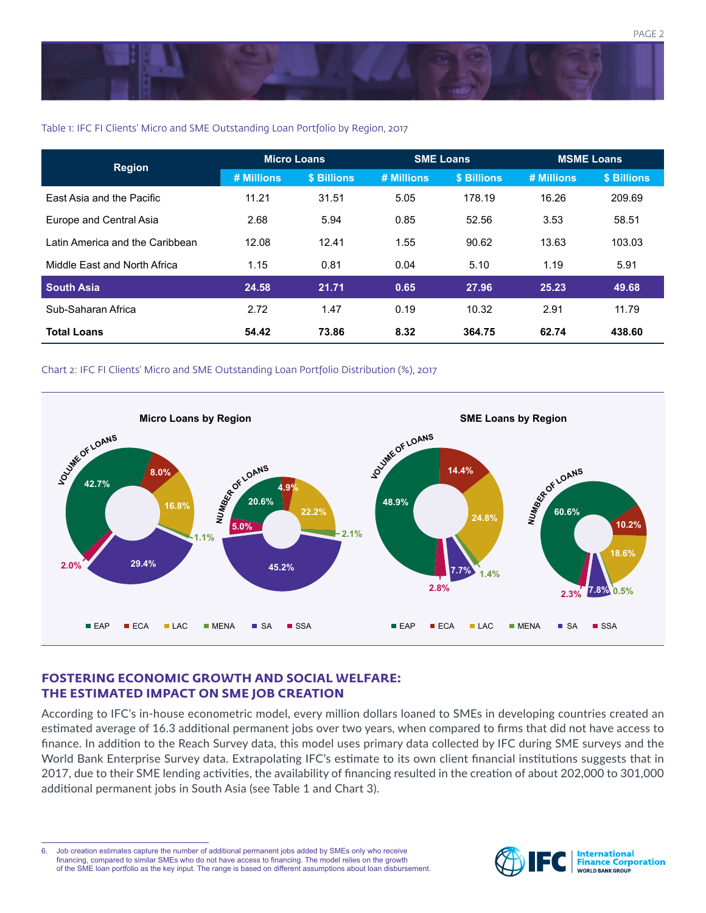Table 1: IFC FI Clients' Micro and SME Outstanding Loan Portfolio by Region, 2017

| Region | Micro Loans | | SME Loans | | MSME Loans | |
|---|---|---|---|---|---|---|
| | # Millions | $ Billions | # Millions | $ Billions | # Millions | $ Billions |
| East Asia and the Pacific | 11.21 | 31.51 | 5.05 | 178.19 | 16.26 | 209.69 |
| Europe and Central Asia | 2.68 | 5.94 | 0.85 | 52.56 | 3.53 | 58.51 |
| Latin America and the Caribbean | 12.08 | 12.41 | 1.55 | 90.62 | 13.63 | 103.03 |
| Middle East and North Africa | 1.15 | 0.81 | 0.04 | 5.10 | 1.19 | 5.91 |
| **South Asia** | **24.58** | **21.71** | **0.65** | **27.96** | **25.23** | **49.68** |
| Sub-Saharan Africa | 2.72 | 1.47 | 0.19 | 10.32 | 2.91 | 11.79 |
| **Total Loans** | **54.42** | **73.86** | **8.32** | **364.75** | **62.74** | **438.60** |

Chart 2: IFC FI Clients' Micro and SME Outstanding Loan Portfolio Distribution (%), 2017

**Micro Loans by Region**

| Region | Volume of Loans | Number of Loans |
|---|---|---|
| EAP | 42.7% | 20.6% |
| ECA | 8.0% | 4.9% |
| LAC | 16.8% | 22.2% |
| MENA | 1.1% | 2.1% |
| SA | 29.4% | 45.2% |
| SSA | 2.0% | 5.0% |

**SME Loans by Region**

| Region | Volume of Loans | Number of Loans |
|---|---|---|
| EAP | 48.9% | 60.6% |
| ECA | 14.4% | 10.2% |
| LAC | 24.8% | 18.6% |
| MENA | 1.4% | 0.5% |
| SA | 7.7% | 7.8% |
| SSA | 2.8% | 2.3% |

## FOSTERING ECONOMIC GROWTH AND SOCIAL WELFARE: THE ESTIMATED IMPACT ON SME JOB CREATION

According to IFC's in-house econometric model, every million dollars loaned to SMEs in developing countries created an estimated average of 16.3 additional permanent jobs over two years, when compared to firms that did not have access to finance. In addition to the Reach Survey data, this model uses primary data collected by IFC during SME surveys and the World Bank Enterprise Survey data. Extrapolating IFC's estimate to its own client financial institutions suggests that in 2017, due to their SME lending activities, the availability of financing resulted in the creation of about 202,000 to 301,000 additional permanent jobs in South Asia (see Table 1 and Chart 3).

6. Job creation estimates capture the number of additional permanent jobs added by SMEs only who receive financing, compared to similar SMEs who do not have access to financing. The model relies on the growth of the SME loan portfolio as the key input. The range is based on different assumptions about loan disbursement.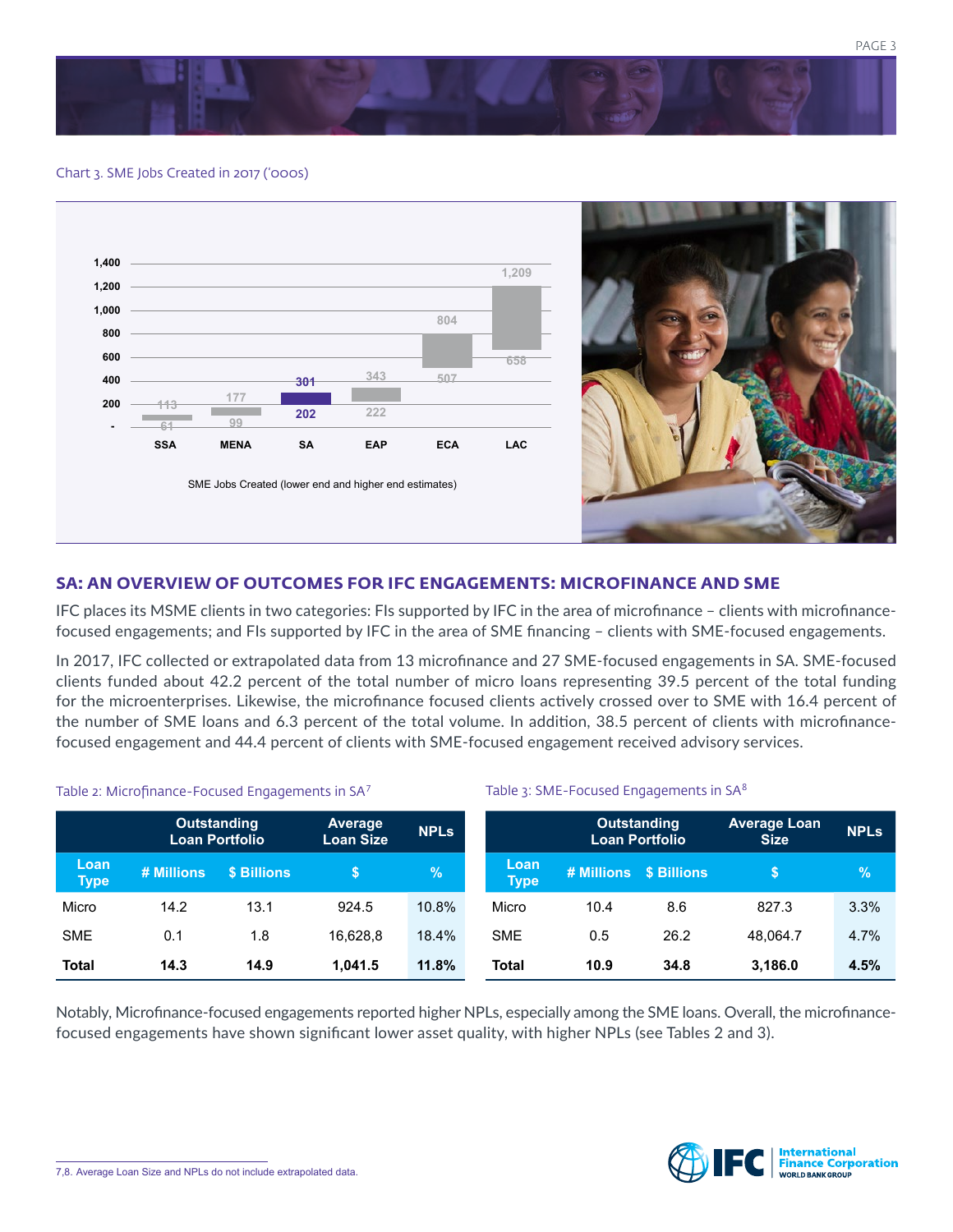Chart 3. SME Jobs Created in 2017 ('000s)

| Region | Lower end estimate | Higher end estimate |
|---|---|---|
| SSA | 61 | 113 |
| MENA | 99 | 177 |
| SA | 202 | 301 |
| EAP | 222 | 343 |
| ECA | 507 | 804 |
| LAC | 658 | 1,209 |

SME Jobs Created (lower end and higher end estimates)

## SA: AN OVERVIEW OF OUTCOMES FOR IFC ENGAGEMENTS: MICROFINANCE AND SME

IFC places its MSME clients in two categories: FIs supported by IFC in the area of microfinance – clients with microfinance-focused engagements; and FIs supported by IFC in the area of SME financing – clients with SME-focused engagements.

In 2017, IFC collected or extrapolated data from 13 microfinance and 27 SME-focused engagements in SA. SME-focused clients funded about 42.2 percent of the total number of micro loans representing 39.5 percent of the total funding for the microenterprises. Likewise, the microfinance focused clients actively crossed over to SME with 16.4 percent of the number of SME loans and 6.3 percent of the total volume. In addition, 38.5 percent of clients with microfinance-focused engagement and 44.4 percent of clients with SME-focused engagement received advisory services.

Table 2: Microfinance-Focused Engagements in SA[7]

| | Outstanding Loan Portfolio | | Average Loan Size | NPLs |
|---|---|---|---|---|
| Loan Type | # Millions | $ Billions | $ | % |
| Micro | 14.2 | 13.1 | 924.5 | 10.8% |
| SME | 0.1 | 1.8 | 16,628,8 | 18.4% |
| **Total** | **14.3** | **14.9** | **1,041.5** | **11.8%** |

Table 3: SME-Focused Engagements in SA[8]

| | Outstanding Loan Portfolio | | Average Loan Size | NPLs |
|---|---|---|---|---|
| Loan Type | # Millions | $ Billions | $ | % |
| Micro | 10.4 | 8.6 | 827.3 | 3.3% |
| SME | 0.5 | 26.2 | 48,064.7 | 4.7% |
| **Total** | **10.9** | **34.8** | **3,186.0** | **4.5%** |

Notably, Microfinance-focused engagements reported higher NPLs, especially among the SME loans. Overall, the microfinance-focused engagements have shown significant lower asset quality, with higher NPLs (see Tables 2 and 3).

7,8. Average Loan Size and NPLs do not include extrapolated data.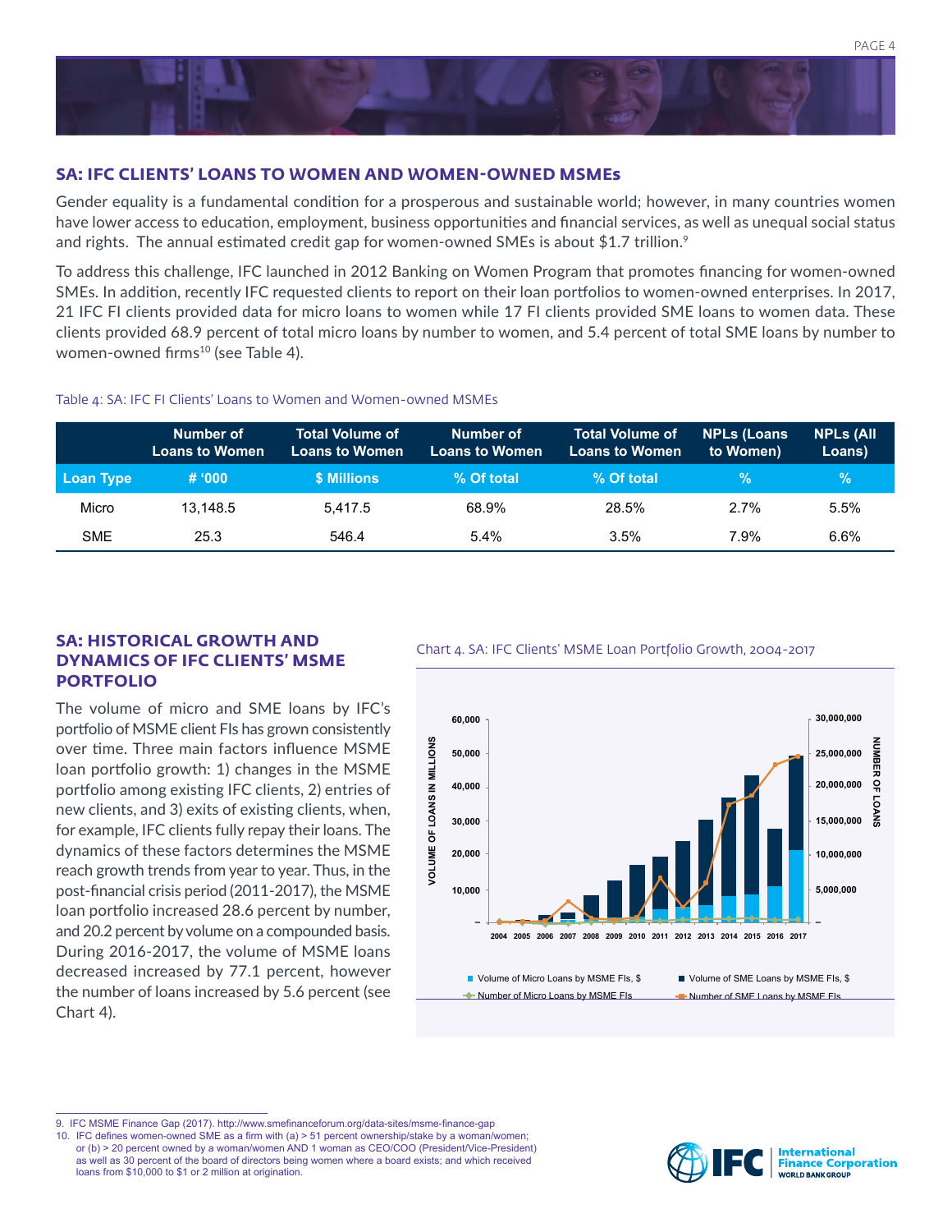## SA: IFC CLIENTS' LOANS TO WOMEN AND WOMEN-OWNED MSMEs

Gender equality is a fundamental condition for a prosperous and sustainable world; however, in many countries women have lower access to education, employment, business opportunities and financial services, as well as unequal social status and rights. The annual estimated credit gap for women-owned SMEs is about $1.7 trillion.[9]

To address this challenge, IFC launched in 2012 Banking on Women Program that promotes financing for women-owned SMEs. In addition, recently IFC requested clients to report on their loan portfolios to women-owned enterprises. In 2017, 21 IFC FI clients provided data for micro loans to women while 17 FI clients provided SME loans to women data. These clients provided 68.9 percent of total micro loans by number to women, and 5.4 percent of total SME loans by number to women-owned firms[10] (see Table 4).

Table 4: SA: IFC FI Clients' Loans to Women and Women-owned MSMEs

| | Number of Loans to Women | Total Volume of Loans to Women | Number of Loans to Women | Total Volume of Loans to Women | NPLs (Loans to Women) | NPLs (All Loans) |
|---|---|---|---|---|---|---|
| **Loan Type** | **# '000** | **$ Millions** | **% Of total** | **% Of total** | **%** | **%** |
| Micro | 13,148.5 | 5,417.5 | 68.9% | 28.5% | 2.7% | 5.5% |
| SME | 25.3 | 546.4 | 5.4% | 3.5% | 7.9% | 6.6% |

## SA: HISTORICAL GROWTH AND DYNAMICS OF IFC CLIENTS' MSME PORTFOLIO

The volume of micro and SME loans by IFC's portfolio of MSME client FIs has grown consistently over time. Three main factors influence MSME loan portfolio growth: 1) changes in the MSME portfolio among existing IFC clients, 2) entries of new clients, and 3) exits of existing clients, when, for example, IFC clients fully repay their loans. The dynamics of these factors determines the MSME reach growth trends from year to year. Thus, in the post-financial crisis period (2011-2017), the MSME loan portfolio increased 28.6 percent by number, and 20.2 percent by volume on a compounded basis. During 2016-2017, the volume of MSME loans decreased increased by 77.1 percent, however the number of loans increased by 5.6 percent (see Chart 4).

Chart 4. SA: IFC Clients' MSME Loan Portfolio Growth, 2004-2017

---

9. IFC MSME Finance Gap (2017). http://www.smefinanceforum.org/data-sites/msme-finance-gap
10. IFC defines women-owned SME as a firm with (a) > 51 percent ownership/stake by a woman/women; or (b) > 20 percent owned by a woman/women AND 1 woman as CEO/COO (President/Vice-President) as well as 30 percent of the board of directors being women where a board exists; and which received loans from $10,000 to $1 or 2 million at origination.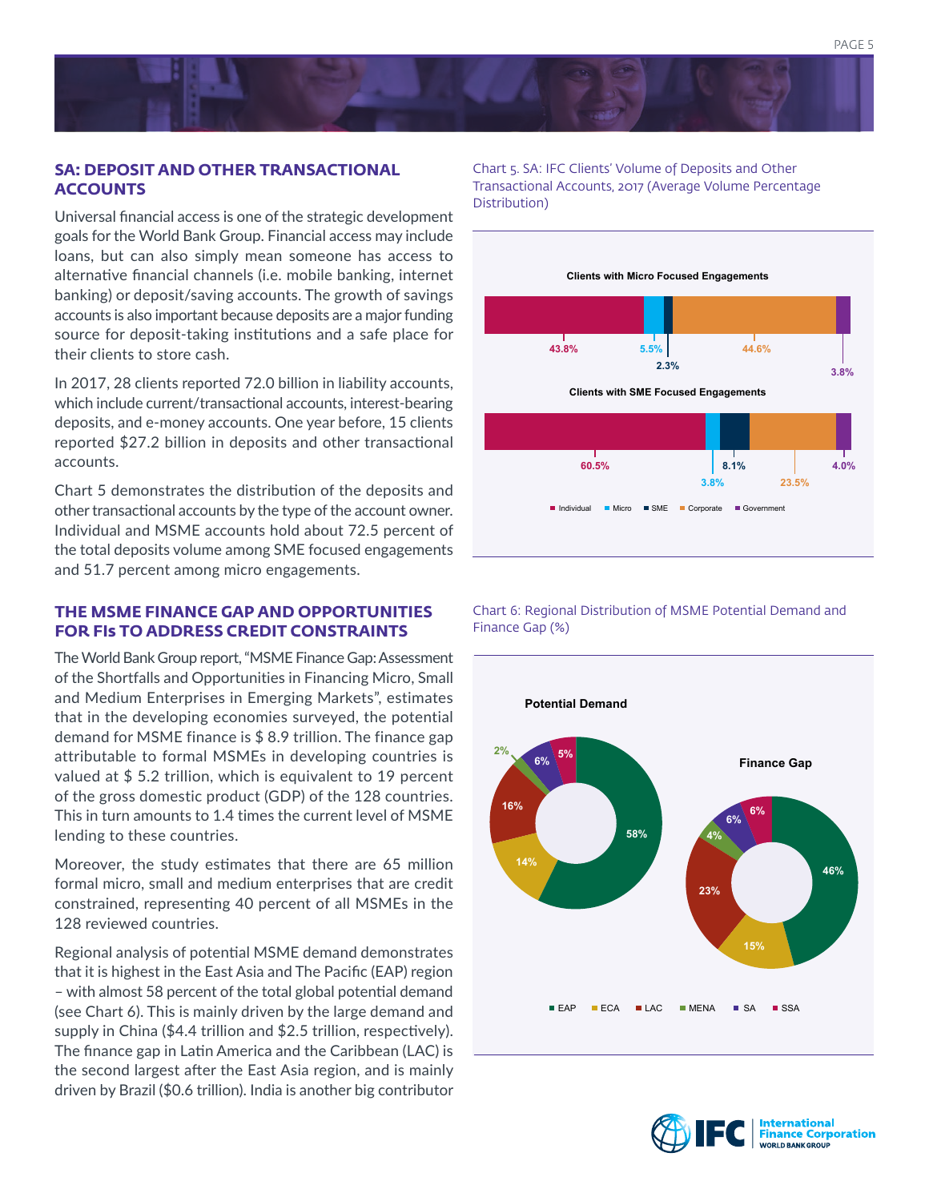## SA: DEPOSIT AND OTHER TRANSACTIONAL ACCOUNTS

Universal financial access is one of the strategic development goals for the World Bank Group. Financial access may include loans, but can also simply mean someone has access to alternative financial channels (i.e. mobile banking, internet banking) or deposit/saving accounts. The growth of savings accounts is also important because deposits are a major funding source for deposit-taking institutions and a safe place for their clients to store cash.

In 2017, 28 clients reported 72.0 billion in liability accounts, which include current/transactional accounts, interest-bearing deposits, and e-money accounts. One year before, 15 clients reported $27.2 billion in deposits and other transactional accounts.

Chart 5 demonstrates the distribution of the deposits and other transactional accounts by the type of the account owner. Individual and MSME accounts hold about 72.5 percent of the total deposits volume among SME focused engagements and 51.7 percent among micro engagements.

Chart 5. SA: IFC Clients' Volume of Deposits and Other Transactional Accounts, 2017 (Average Volume Percentage Distribution)

| | Individual | Micro | SME | Corporate | Government |
|---|---|---|---|---|---|
| Clients with Micro Focused Engagements | 43.8% | 5.5% | 2.3% | 44.6% | 3.8% |
| Clients with SME Focused Engagements | 60.5% | 3.8% | 8.1% | 23.5% | 4.0% |

## THE MSME FINANCE GAP AND OPPORTUNITIES FOR FIs TO ADDRESS CREDIT CONSTRAINTS

The World Bank Group report, "MSME Finance Gap: Assessment of the Shortfalls and Opportunities in Financing Micro, Small and Medium Enterprises in Emerging Markets", estimates that in the developing economies surveyed, the potential demand for MSME finance is $ 8.9 trillion. The finance gap attributable to formal MSMEs in developing countries is valued at $ 5.2 trillion, which is equivalent to 19 percent of the gross domestic product (GDP) of the 128 countries. This in turn amounts to 1.4 times the current level of MSME lending to these countries.

Moreover, the study estimates that there are 65 million formal micro, small and medium enterprises that are credit constrained, representing 40 percent of all MSMEs in the 128 reviewed countries.

Regional analysis of potential MSME demand demonstrates that it is highest in the East Asia and The Pacific (EAP) region – with almost 58 percent of the total global potential demand (see Chart 6). This is mainly driven by the large demand and supply in China ($4.4 trillion and $2.5 trillion, respectively). The finance gap in Latin America and the Caribbean (LAC) is the second largest after the East Asia region, and is mainly driven by Brazil ($0.6 trillion). India is another big contributor

Chart 6: Regional Distribution of MSME Potential Demand and Finance Gap (%)

| | EAP | ECA | LAC | MENA | SA | SSA |
|---|---|---|---|---|---|---|
| Potential Demand | 58% | 14% | 16% | 2% | 6% | 5% |
| Finance Gap | 46% | 15% | 23% | 4% | 6% | 6% |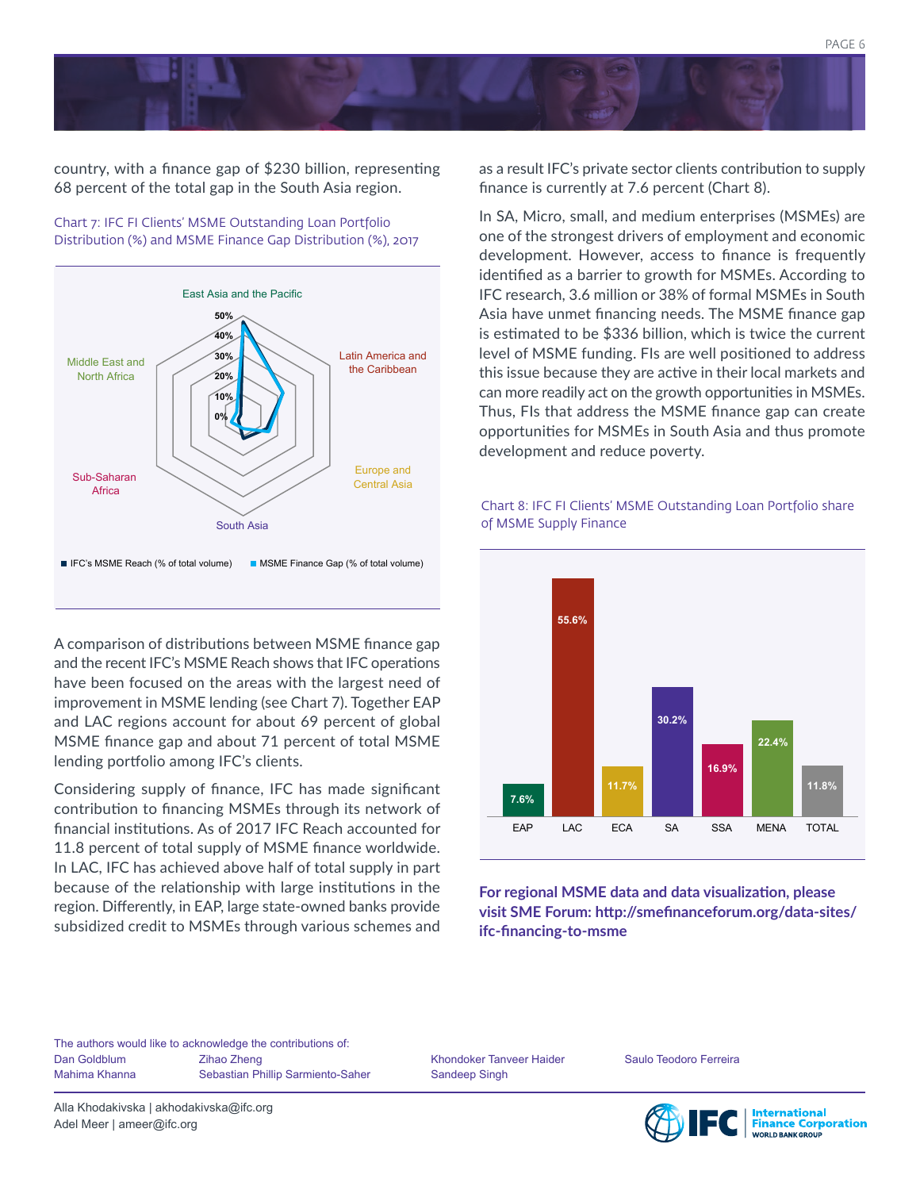country, with a finance gap of $230 billion, representing 68 percent of the total gap in the South Asia region.

Chart 7: IFC FI Clients' MSME Outstanding Loan Portfolio Distribution (%) and MSME Finance Gap Distribution (%), 2017

East Asia and the Pacific
Latin America and the Caribbean
Europe and Central Asia
South Asia
Sub-Saharan Africa
Middle East and North Africa
50%
40%
30%
20%
10%
0%
IFC's MSME Reach (% of total volume)
MSME Finance Gap (% of total volume)

A comparison of distributions between MSME finance gap and the recent IFC's MSME Reach shows that IFC operations have been focused on the areas with the largest need of improvement in MSME lending (see Chart 7). Together EAP and LAC regions account for about 69 percent of global MSME finance gap and about 71 percent of total MSME lending portfolio among IFC's clients.

Considering supply of finance, IFC has made significant contribution to financing MSMEs through its network of financial institutions. As of 2017 IFC Reach accounted for 11.8 percent of total supply of MSME finance worldwide. In LAC, IFC has achieved above half of total supply in part because of the relationship with large institutions in the region. Differently, in EAP, large state-owned banks provide subsidized credit to MSMEs through various schemes and as a result IFC's private sector clients contribution to supply finance is currently at 7.6 percent (Chart 8).

In SA, Micro, small, and medium enterprises (MSMEs) are one of the strongest drivers of employment and economic development. However, access to finance is frequently identified as a barrier to growth for MSMEs. According to IFC research, 3.6 million or 38% of formal MSMEs in South Asia have unmet financing needs. The MSME finance gap is estimated to be $336 billion, which is twice the current level of MSME funding. FIs are well positioned to address this issue because they are active in their local markets and can more readily act on the growth opportunities in MSMEs. Thus, FIs that address the MSME finance gap can create opportunities for MSMEs in South Asia and thus promote development and reduce poverty.

Chart 8: IFC FI Clients' MSME Outstanding Loan Portfolio share of MSME Supply Finance

7.6%
55.6%
11.7%
30.2%
16.9%
22.4%
11.8%
EAP
LAC
ECA
SA
SSA
MENA
TOTAL

**For regional MSME data and data visualization, please visit SME Forum: http://smefinanceforum.org/data-sites/ifc-financing-to-msme**

The authors would like to acknowledge the contributions of:

Dan Goldblum, Mahima Khanna, Zihao Zheng, Sebastian Phillip Sarmiento-Saher, Khondoker Tanveer Haider, Sandeep Singh, Saulo Teodoro Ferreira

Alla Khodakivska | akhodakivska@ifc.org
Adel Meer | ameer@ifc.org

IFC International Finance Corporation
WORLD BANK GROUP